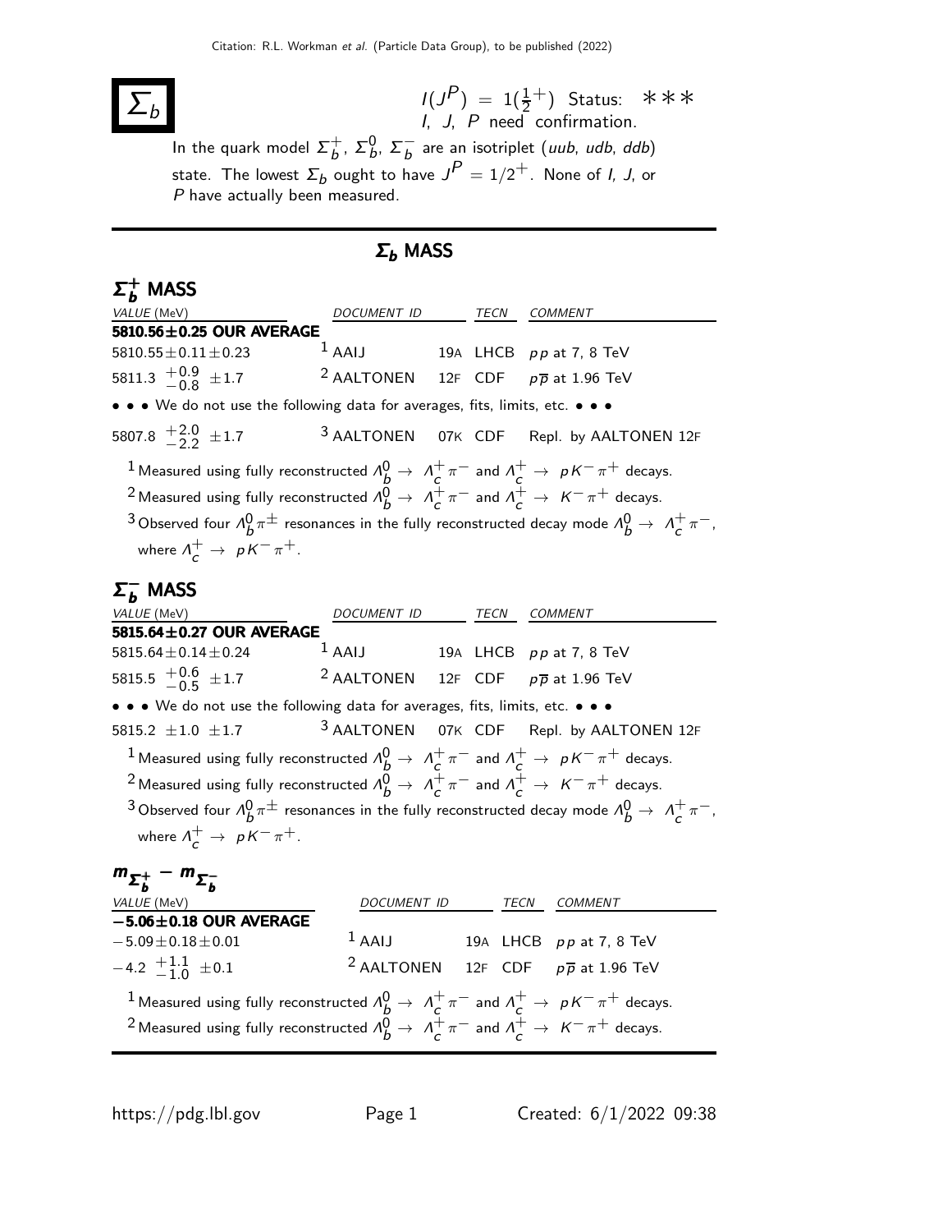# $\Sigma_b$

$I(J^P) = 1(\frac{1}{2}^+)$ Status: ∗∗∗
I, J, P need confirmation.

In the quark model $\Sigma_b^+$, $\Sigma_b^0$, $\Sigma_b^-$ are an isotriplet (*uub*, *udb*, *ddb*) state. The lowest $\Sigma_b$ ought to have $J^P = 1/2^+$. None of *I*, *J*, or *P* have actually been measured.

## $\Sigma_b$ MASS

### $\Sigma_b^+$ MASS

| VALUE (MeV) | DOCUMENT ID | | TECN | COMMENT |
|---|---|---|---|---|
| **5810.56±0.25 OUR AVERAGE** | | | | |
| $5810.55 \pm 0.11 \pm 0.23$ | [1] AAIJ | 19A | LHCB | $pp$ at 7, 8 TeV |
| $5811.3 \ {}^{+0.9}_{-0.8} \pm 1.7$ | [2] AALTONEN | 12F | CDF | $p\overline{p}$ at 1.96 TeV |
| • • • We do not use the following data for averages, fits, limits, etc. • • • | | | | |
| $5807.8 \ {}^{+2.0}_{-2.2} \pm 1.7$ | [3] AALTONEN | 07K | CDF | Repl. by AALTONEN 12F |

[1] Measured using fully reconstructed $\Lambda_b^0 \to \Lambda_c^+ \pi^-$ and $\Lambda_c^+ \to pK^-\pi^+$ decays.
[2] Measured using fully reconstructed $\Lambda_b^0 \to \Lambda_c^+ \pi^-$ and $\Lambda_c^+ \to K^-\pi^+$ decays.
[3] Observed four $\Lambda_b^0 \pi^\pm$ resonances in the fully reconstructed decay mode $\Lambda_b^0 \to \Lambda_c^+ \pi^-$, where $\Lambda_c^+ \to pK^-\pi^+$.

### $\Sigma_b^-$ MASS

| VALUE (MeV) | DOCUMENT ID | | TECN | COMMENT |
|---|---|---|---|---|
| **5815.64±0.27 OUR AVERAGE** | | | | |
| $5815.64 \pm 0.14 \pm 0.24$ | [1] AAIJ | 19A | LHCB | $pp$ at 7, 8 TeV |
| $5815.5 \ {}^{+0.6}_{-0.5} \pm 1.7$ | [2] AALTONEN | 12F | CDF | $p\overline{p}$ at 1.96 TeV |
| • • • We do not use the following data for averages, fits, limits, etc. • • • | | | | |
| $5815.2 \pm 1.0 \pm 1.7$ | [3] AALTONEN | 07K | CDF | Repl. by AALTONEN 12F |

[1] Measured using fully reconstructed $\Lambda_b^0 \to \Lambda_c^+ \pi^-$ and $\Lambda_c^+ \to pK^-\pi^+$ decays.
[2] Measured using fully reconstructed $\Lambda_b^0 \to \Lambda_c^+ \pi^-$ and $\Lambda_c^+ \to K^-\pi^+$ decays.
[3] Observed four $\Lambda_b^0 \pi^\pm$ resonances in the fully reconstructed decay mode $\Lambda_b^0 \to \Lambda_c^+ \pi^-$, where $\Lambda_c^+ \to pK^-\pi^+$.

### $m_{\Sigma_b^+} - m_{\Sigma_b^-}$

| VALUE (MeV) | DOCUMENT ID | | TECN | COMMENT |
|---|---|---|---|---|
| **−5.06±0.18 OUR AVERAGE** | | | | |
| $-5.09 \pm 0.18 \pm 0.01$ | [1] AAIJ | 19A | LHCB | $pp$ at 7, 8 TeV |
| $-4.2 \ {}^{+1.1}_{-1.0} \pm 0.1$ | [2] AALTONEN | 12F | CDF | $p\overline{p}$ at 1.96 TeV |

[1] Measured using fully reconstructed $\Lambda_b^0 \to \Lambda_c^+ \pi^-$ and $\Lambda_c^+ \to pK^-\pi^+$ decays.
[2] Measured using fully reconstructed $\Lambda_b^0 \to \Lambda_c^+ \pi^-$ and $\Lambda_c^+ \to K^-\pi^+$ decays.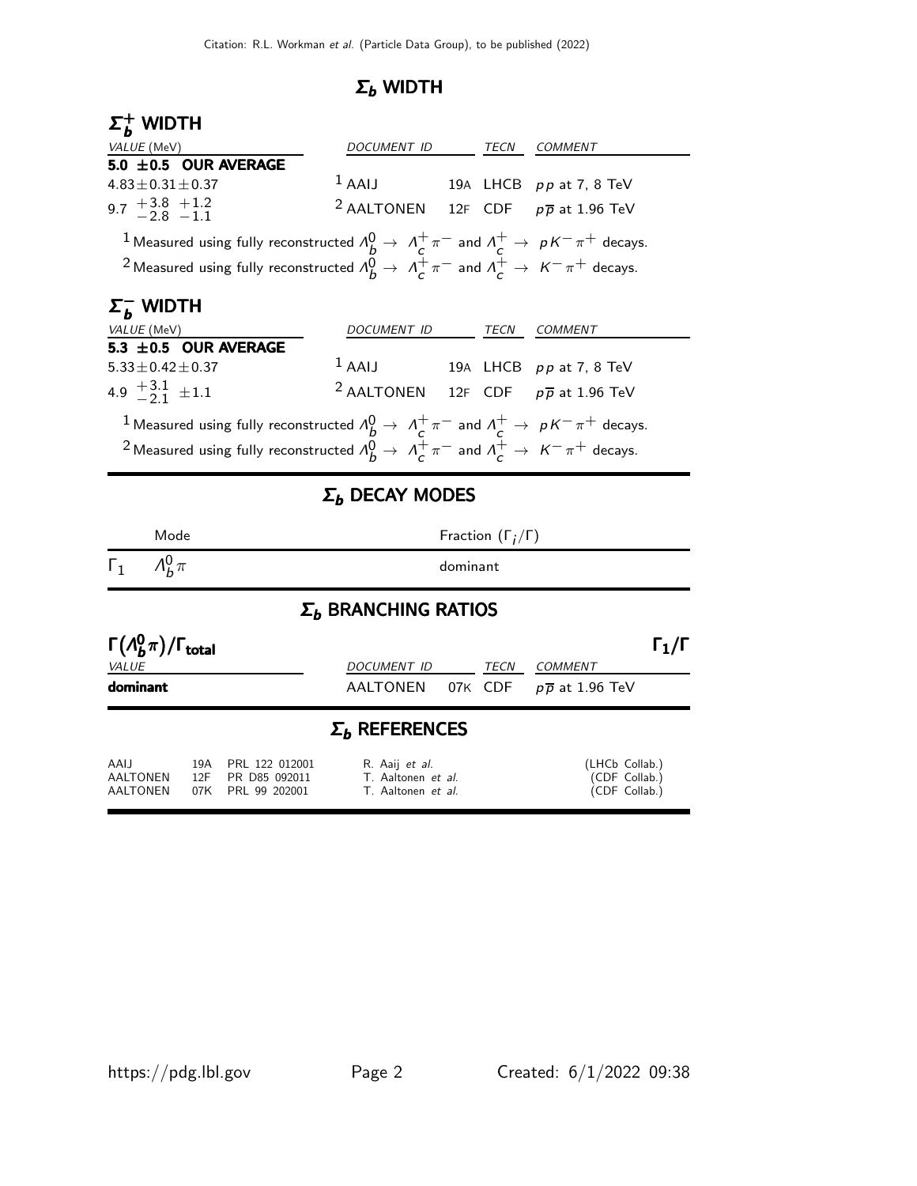# $\Sigma_b$ WIDTH

## $\Sigma_b^+$ WIDTH

| VALUE (MeV) | DOCUMENT ID | | TECN | COMMENT |
|---|---|---|---|---|
| **5.0 ±0.5 OUR AVERAGE** | | | | |
| $4.83 \pm 0.31 \pm 0.37$ | [1] AAIJ | 19A | LHCB | $pp$ at 7, 8 TeV |
| $9.7 \; {}^{+3.8}_{-2.8} \; {}^{+1.2}_{-1.1}$ | [2] AALTONEN | 12F | CDF | $p\overline{p}$ at 1.96 TeV |

[1] Measured using fully reconstructed $\Lambda_b^0 \rightarrow \Lambda_c^+ \pi^-$ and $\Lambda_c^+ \rightarrow pK^- \pi^+$ decays.

[2] Measured using fully reconstructed $\Lambda_b^0 \rightarrow \Lambda_c^+ \pi^-$ and $\Lambda_c^+ \rightarrow K^- \pi^+$ decays.

## $\Sigma_b^-$ WIDTH

| VALUE (MeV) | DOCUMENT ID | | TECN | COMMENT |
|---|---|---|---|---|
| **5.3 ±0.5 OUR AVERAGE** | | | | |
| $5.33 \pm 0.42 \pm 0.37$ | [1] AAIJ | 19A | LHCB | $pp$ at 7, 8 TeV |
| $4.9 \; {}^{+3.1}_{-2.1} \; \pm 1.1$ | [2] AALTONEN | 12F | CDF | $p\overline{p}$ at 1.96 TeV |

[1] Measured using fully reconstructed $\Lambda_b^0 \rightarrow \Lambda_c^+ \pi^-$ and $\Lambda_c^+ \rightarrow pK^- \pi^+$ decays.

[2] Measured using fully reconstructed $\Lambda_b^0 \rightarrow \Lambda_c^+ \pi^-$ and $\Lambda_c^+ \rightarrow K^- \pi^+$ decays.

# $\Sigma_b$ DECAY MODES

| | Mode | Fraction ($\Gamma_i/\Gamma$) |
|---|---|---|
| $\Gamma_1$ | $\Lambda_b^0 \pi$ | dominant |

# $\Sigma_b$ BRANCHING RATIOS

## $\Gamma(\Lambda_b^0 \pi)/\Gamma_{\text{total}}$ $\qquad \Gamma_1/\Gamma$

| VALUE | DOCUMENT ID | | TECN | COMMENT |
|---|---|---|---|---|
| **dominant** | AALTONEN | 07K | CDF | $p\overline{p}$ at 1.96 TeV |

# $\Sigma_b$ REFERENCES

| | | | | |
|---|---|---|---|---|
| AAIJ | 19A | PRL 122 012001 | R. Aaij *et al.* | (LHCb Collab.) |
| AALTONEN | 12F | PR D85 092011 | T. Aaltonen *et al.* | (CDF Collab.) |
| AALTONEN | 07K | PRL 99 202001 | T. Aaltonen *et al.* | (CDF Collab.) |